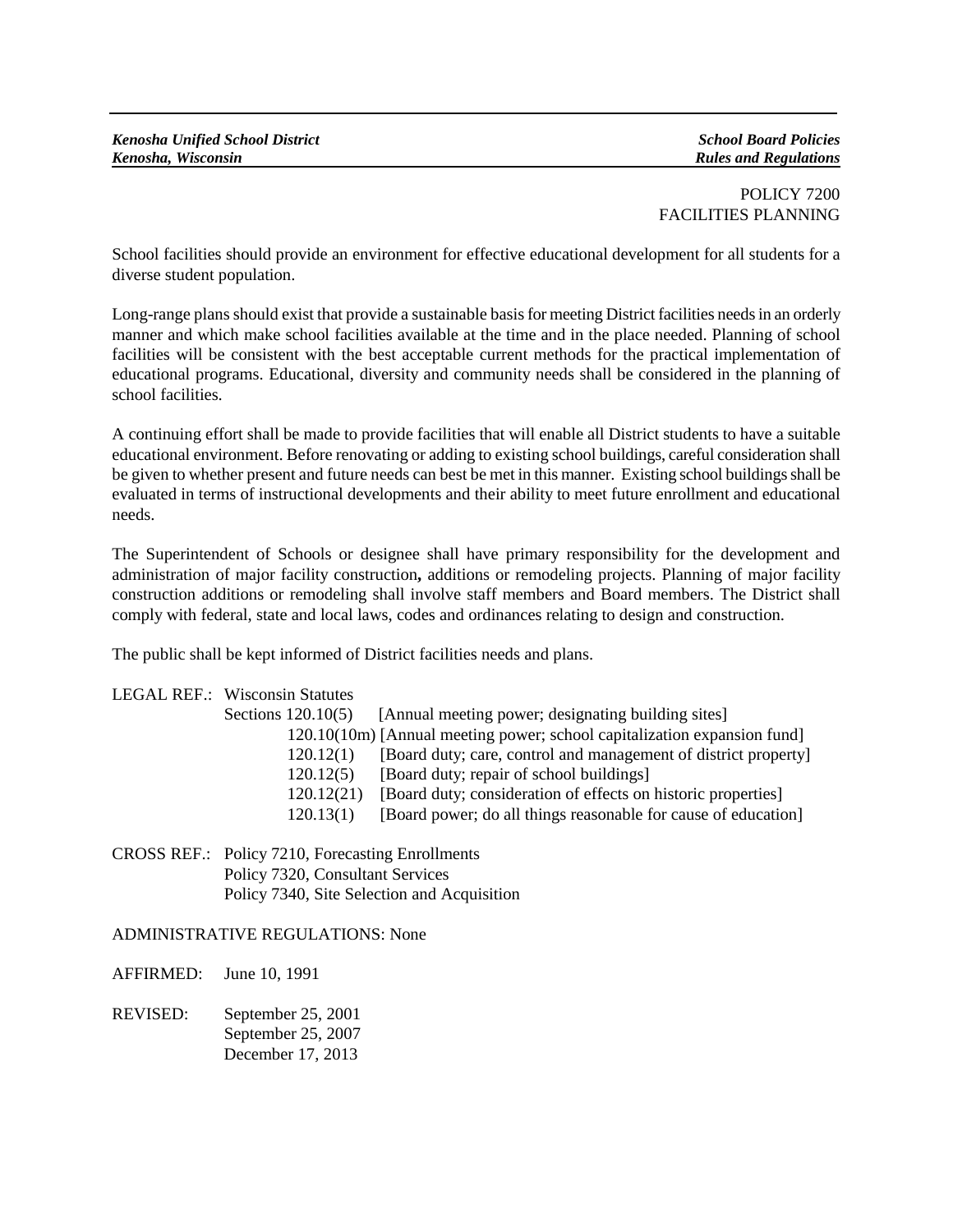*Kenosha Unified School District* | *School Board Policies*
*Kenosha, Wisconsin* | *Rules and Regulations*

POLICY 7200
FACILITIES PLANNING

School facilities should provide an environment for effective educational development for all students for a diverse student population.

Long-range plans should exist that provide a sustainable basis for meeting District facilities needs in an orderly manner and which make school facilities available at the time and in the place needed. Planning of school facilities will be consistent with the best acceptable current methods for the practical implementation of educational programs. Educational, diversity and community needs shall be considered in the planning of school facilities.

A continuing effort shall be made to provide facilities that will enable all District students to have a suitable educational environment. Before renovating or adding to existing school buildings, careful consideration shall be given to whether present and future needs can best be met in this manner. Existing school buildings shall be evaluated in terms of instructional developments and their ability to meet future enrollment and educational needs.

The Superintendent of Schools or designee shall have primary responsibility for the development and administration of major facility construction**,** additions or remodeling projects. Planning of major facility construction additions or remodeling shall involve staff members and Board members. The District shall comply with federal, state and local laws, codes and ordinances relating to design and construction.

The public shall be kept informed of District facilities needs and plans.

LEGAL REF.: Wisconsin Statutes
Sections 120.10(5) [Annual meeting power; designating building sites]
120.10(10m) [Annual meeting power; school capitalization expansion fund]
120.12(1) [Board duty; care, control and management of district property]
120.12(5) [Board duty; repair of school buildings]
120.12(21) [Board duty; consideration of effects on historic properties]
120.13(1) [Board power; do all things reasonable for cause of education]

CROSS REF.: Policy 7210, Forecasting Enrollments
Policy 7320, Consultant Services
Policy 7340, Site Selection and Acquisition

ADMINISTRATIVE REGULATIONS: None

AFFIRMED: June 10, 1991

REVISED: September 25, 2001
September 25, 2007
December 17, 2013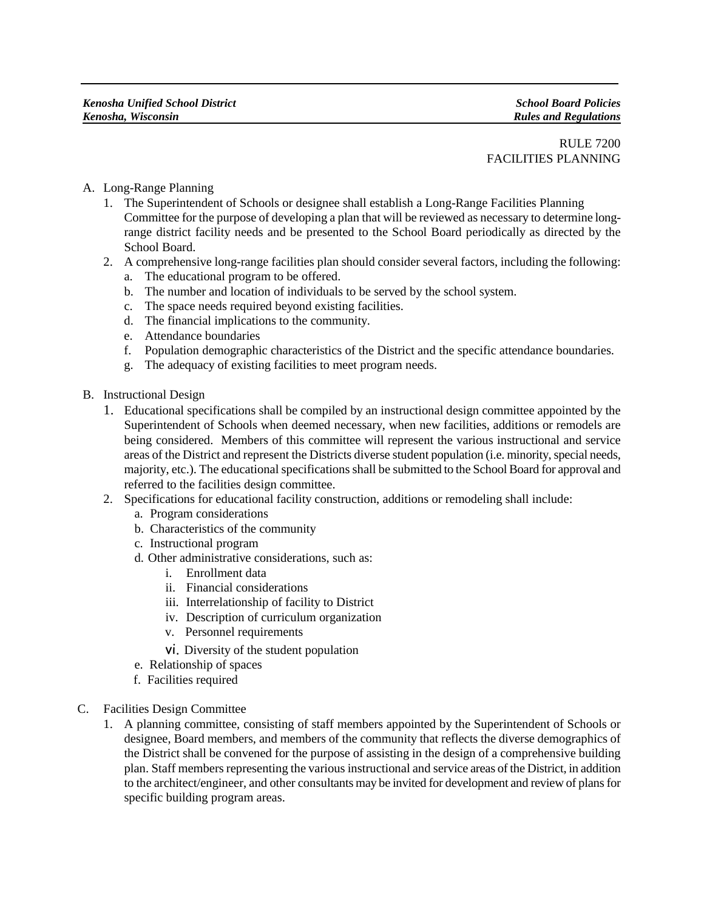RULE 7200
FACILITIES PLANNING

A. Long-Range Planning
   1. The Superintendent of Schools or designee shall establish a Long-Range Facilities Planning Committee for the purpose of developing a plan that will be reviewed as necessary to determine long-range district facility needs and be presented to the School Board periodically as directed by the School Board.
   2. A comprehensive long-range facilities plan should consider several factors, including the following:
      a. The educational program to be offered.
      b. The number and location of individuals to be served by the school system.
      c. The space needs required beyond existing facilities.
      d. The financial implications to the community.
      e. Attendance boundaries
      f. Population demographic characteristics of the District and the specific attendance boundaries.
      g. The adequacy of existing facilities to meet program needs.

B. Instructional Design
   1. Educational specifications shall be compiled by an instructional design committee appointed by the Superintendent of Schools when deemed necessary, when new facilities, additions or remodels are being considered. Members of this committee will represent the various instructional and service areas of the District and represent the Districts diverse student population (i.e. minority, special needs, majority, etc.). The educational specifications shall be submitted to the School Board for approval and referred to the facilities design committee.
   2. Specifications for educational facility construction, additions or remodeling shall include:
      a. Program considerations
      b. Characteristics of the community
      c. Instructional program
      d. Other administrative considerations, such as:
         i. Enrollment data
         ii. Financial considerations
         iii. Interrelationship of facility to District
         iv. Description of curriculum organization
         v. Personnel requirements
         vi. Diversity of the student population
      e. Relationship of spaces
      f. Facilities required

C. Facilities Design Committee
   1. A planning committee, consisting of staff members appointed by the Superintendent of Schools or designee, Board members, and members of the community that reflects the diverse demographics of the District shall be convened for the purpose of assisting in the design of a comprehensive building plan. Staff members representing the various instructional and service areas of the District, in addition to the architect/engineer, and other consultants may be invited for development and review of plans for specific building program areas.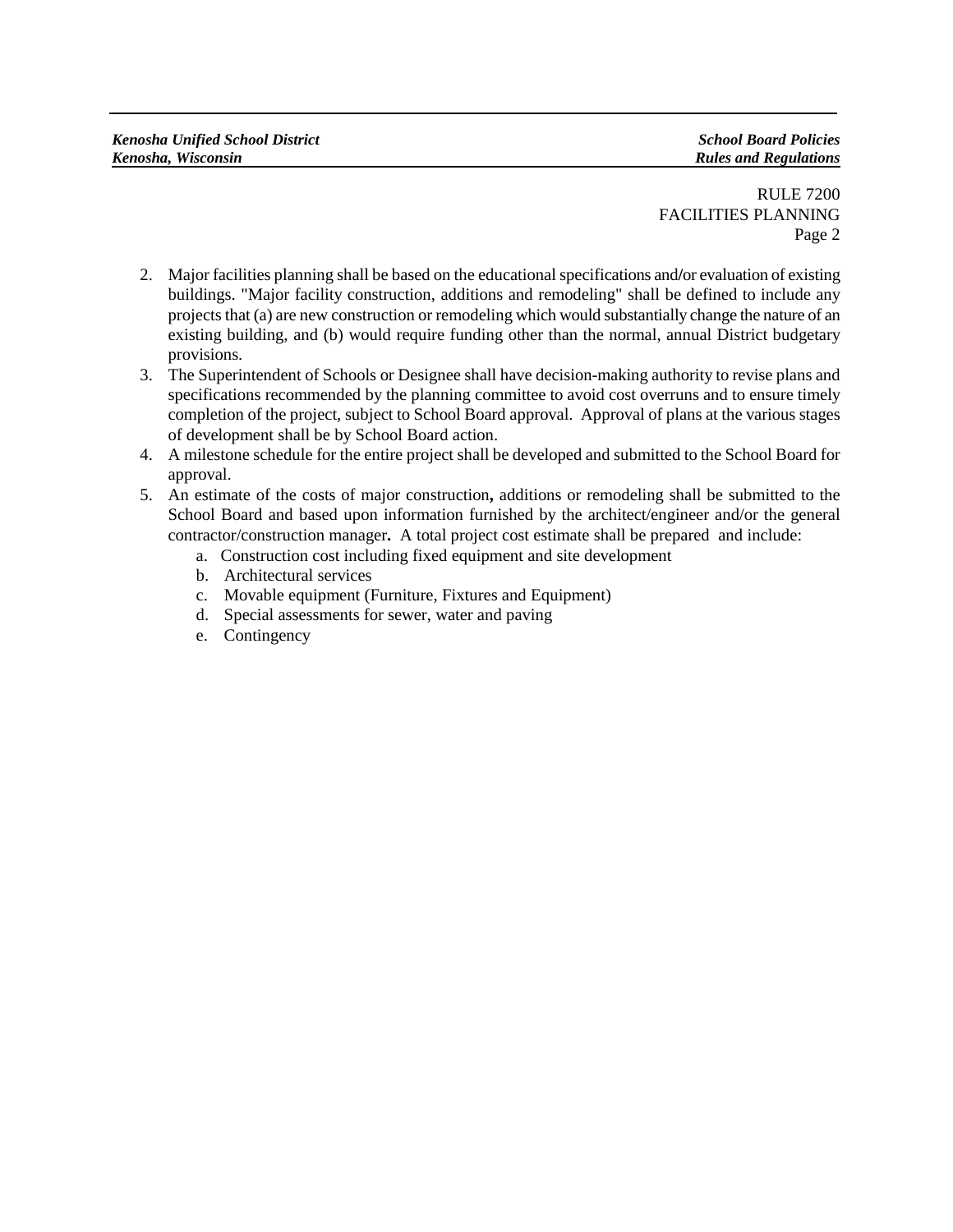2. Major facilities planning shall be based on the educational specifications and/or evaluation of existing buildings. "Major facility construction, additions and remodeling" shall be defined to include any projects that (a) are new construction or remodeling which would substantially change the nature of an existing building, and (b) would require funding other than the normal, annual District budgetary provisions.
3. The Superintendent of Schools or Designee shall have decision-making authority to revise plans and specifications recommended by the planning committee to avoid cost overruns and to ensure timely completion of the project, subject to School Board approval. Approval of plans at the various stages of development shall be by School Board action.
4. A milestone schedule for the entire project shall be developed and submitted to the School Board for approval.
5. An estimate of the costs of major construction**,** additions or remodeling shall be submitted to the School Board and based upon information furnished by the architect/engineer and/or the general contractor/construction manager**.** A total project cost estimate shall be prepared and include:
   a. Construction cost including fixed equipment and site development
   b. Architectural services
   c. Movable equipment (Furniture, Fixtures and Equipment)
   d. Special assessments for sewer, water and paving
   e. Contingency